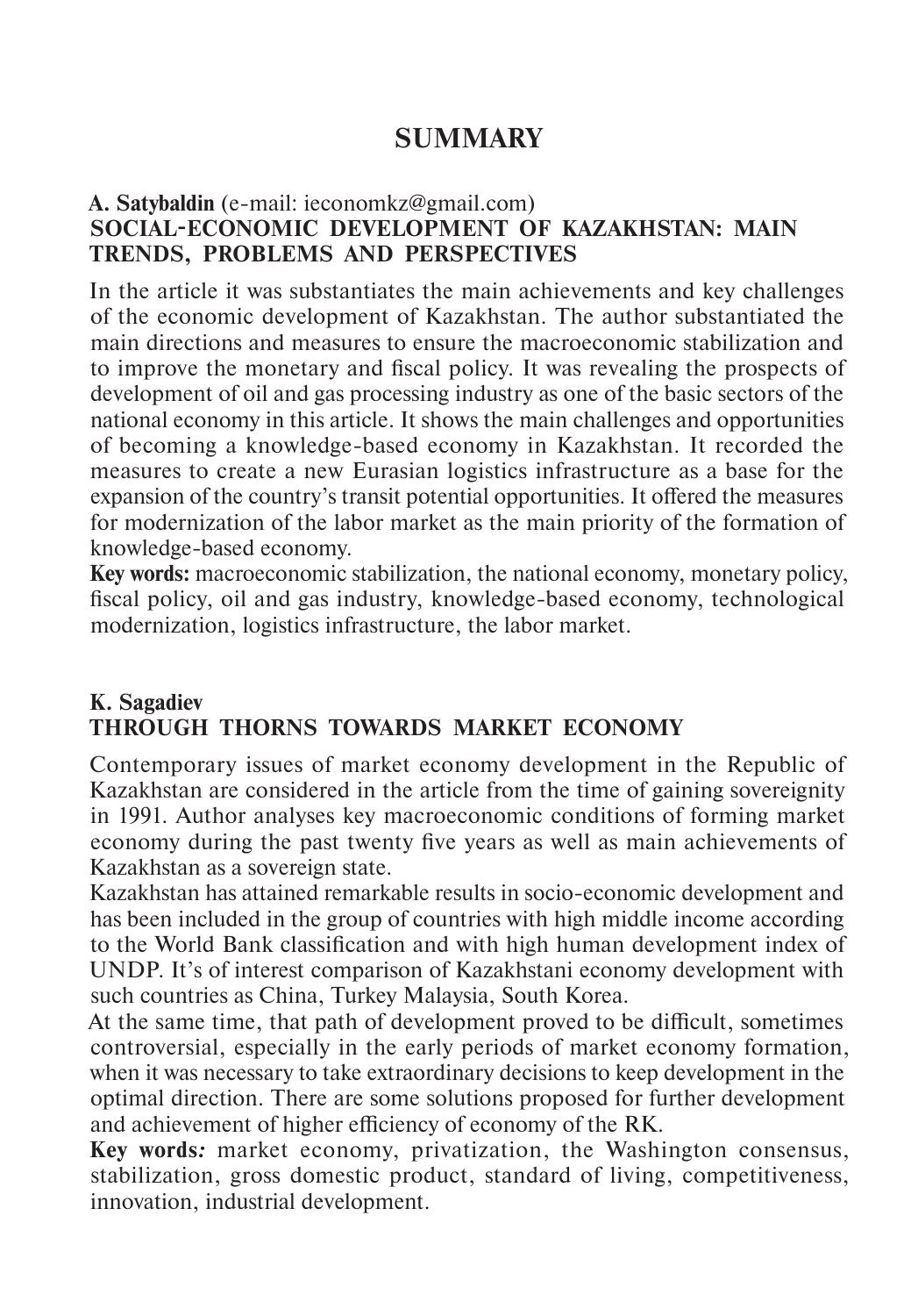# SUMMARY

**A. Satybaldin** (e-mail: ieconomkz@gmail.com)
**SOCIAL-ECONOMIC DEVELOPMENT OF KAZAKHSTAN: MAIN TRENDS, PROBLEMS AND PERSPECTIVES**

In the article it was substantiates the main achievements and key challenges of the economic development of Kazakhstan. The author substantiated the main directions and measures to ensure the macroeconomic stabilization and to improve the monetary and fiscal policy. It was revealing the prospects of development of oil and gas processing industry as one of the basic sectors of the national economy in this article. It shows the main challenges and opportunities of becoming a knowledge-based economy in Kazakhstan. It recorded the measures to create a new Eurasian logistics infrastructure as a base for the expansion of the country's transit potential opportunities. It offered the measures for modernization of the labor market as the main priority of the formation of knowledge-based economy.

**Key words:** macroeconomic stabilization, the national economy, monetary policy, fiscal policy, oil and gas industry, knowledge-based economy, technological modernization, logistics infrastructure, the labor market.

**K. Sagadiev**
**THROUGH THORNS TOWARDS MARKET ECONOMY**

Contemporary issues of market economy development in the Republic of Kazakhstan are considered in the article from the time of gaining sovereignity in 1991. Author analyses key macroeconomic conditions of forming market economy during the past twenty five years as well as main achievements of Kazakhstan as a sovereign state.

Kazakhstan has attained remarkable results in socio-economic development and has been included in the group of countries with high middle income according to the World Bank classification and with high human development index of UNDP. It's of interest comparison of Kazakhstani economy development with such countries as China, Turkey Malaysia, South Korea.

At the same time, that path of development proved to be difficult, sometimes controversial, especially in the early periods of market economy formation, when it was necessary to take extraordinary decisions to keep development in the optimal direction. There are some solutions proposed for further development and achievement of higher efficiency of economy of the RK.

**Key words***:* market economy, privatization, the Washington consensus, stabilization, gross domestic product, standard of living, competitiveness, innovation, industrial development.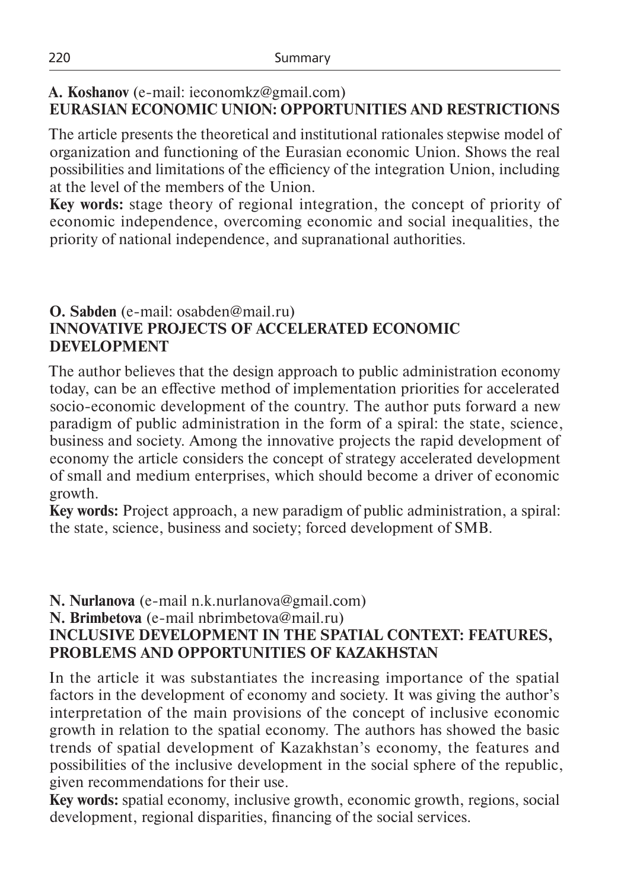**A. Koshanov** (e-mail: ieconomkz@gmail.com)
**EURASIAN ECONOMIC UNION: OPPORTUNITIES AND RESTRICTIONS**

The article presents the theoretical and institutional rationales stepwise model of organization and functioning of the Eurasian economic Union. Shows the real possibilities and limitations of the efficiency of the integration Union, including at the level of the members of the Union.

**Key words:** stage theory of regional integration, the concept of priority of economic independence, overcoming economic and social inequalities, the priority of national independence, and supranational authorities.

**O. Sabden** (e-mail: osabden@mail.ru)
**INNOVATIVE PROJECTS OF ACCELERATED ECONOMIC DEVELOPMENT**

The author believes that the design approach to public administration economy today, can be an effective method of implementation priorities for accelerated socio-economic development of the country. The author puts forward a new paradigm of public administration in the form of a spiral: the state, science, business and society. Among the innovative projects the rapid development of economy the article considers the concept of strategy accelerated development of small and medium enterprises, which should become a driver of economic growth.

**Key words:** Project approach, a new paradigm of public administration, a spiral: the state, science, business and society; forced development of SMB.

**N. Nurlanova** (e-mail n.k.nurlanova@gmail.com)
**N. Brimbetova** (e-mail nbrimbetova@mail.ru)
**INCLUSIVE DEVELOPMENT IN THE SPATIAL CONTEXT: FEATURES, PROBLEMS AND OPPORTUNITIES OF KAZAKHSTAN**

In the article it was substantiates the increasing importance of the spatial factors in the development of economy and society. It was giving the author's interpretation of the main provisions of the concept of inclusive economic growth in relation to the spatial economy. The authors has showed the basic trends of spatial development of Kazakhstan's economy, the features and possibilities of the inclusive development in the social sphere of the republic, given recommendations for their use.

**Key words:** spatial economy, inclusive growth, economic growth, regions, social development, regional disparities, financing of the social services.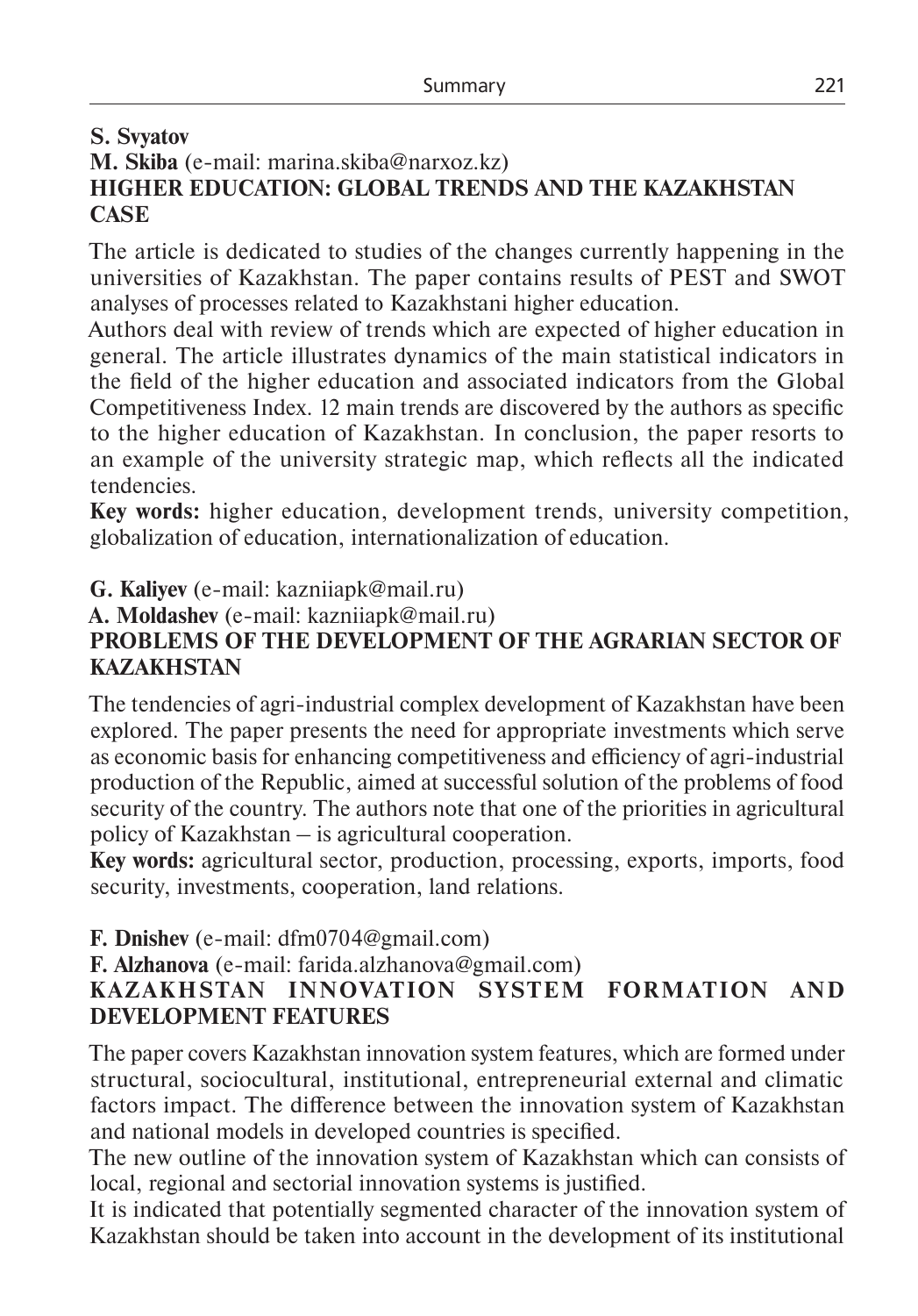**S. Svyatov**

**M. Skiba** (e-mail: marina.skiba@narxoz.kz)

**HIGHER EDUCATION: GLOBAL TRENDS AND THE KAZAKHSTAN CASE**

The article is dedicated to studies of the changes currently happening in the universities of Kazakhstan. The paper contains results of PEST and SWOT analyses of processes related to Kazakhstani higher education.

Authors deal with review of trends which are expected of higher education in general. The article illustrates dynamics of the main statistical indicators in the field of the higher education and associated indicators from the Global Competitiveness Index. 12 main trends are discovered by the authors as specific to the higher education of Kazakhstan. In conclusion, the paper resorts to an example of the university strategic map, which reflects all the indicated tendencies.

**Key words:** higher education, development trends, university competition, globalization of education, internationalization of education.

**G. Kaliyev** (e-mail: kazniiapk@mail.ru)

**A. Moldashev** (e-mail: kazniiapk@mail.ru)

**PROBLEMS OF THE DEVELOPMENT OF THE AGRARIAN SECTOR OF KAZAKHSTAN**

The tendencies of agri-industrial complex development of Kazakhstan have been explored. The paper presents the need for appropriate investments which serve as economic basis for enhancing competitiveness and efficiency of agri-industrial production of the Republic, aimed at successful solution of the problems of food security of the country. The authors note that one of the priorities in agricultural policy of Kazakhstan – is agricultural cooperation.

**Key words:** agricultural sector, production, processing, exports, imports, food security, investments, cooperation, land relations.

**F. Dnishev** (e-mail: dfm0704@gmail.com)

**F. Alzhanova** (e-mail: farida.alzhanova@gmail.com)

**KAZAKHSTAN INNOVATION SYSTEM FORMATION AND DEVELOPMENT FEATURES**

The paper covers Kazakhstan innovation system features, which are formed under structural, sociocultural, institutional, entrepreneurial external and climatic factors impact. The difference between the innovation system of Kazakhstan and national models in developed countries is specified.

The new outline of the innovation system of Kazakhstan which can consists of local, regional and sectorial innovation systems is justified.

It is indicated that potentially segmented character of the innovation system of Kazakhstan should be taken into account in the development of its institutional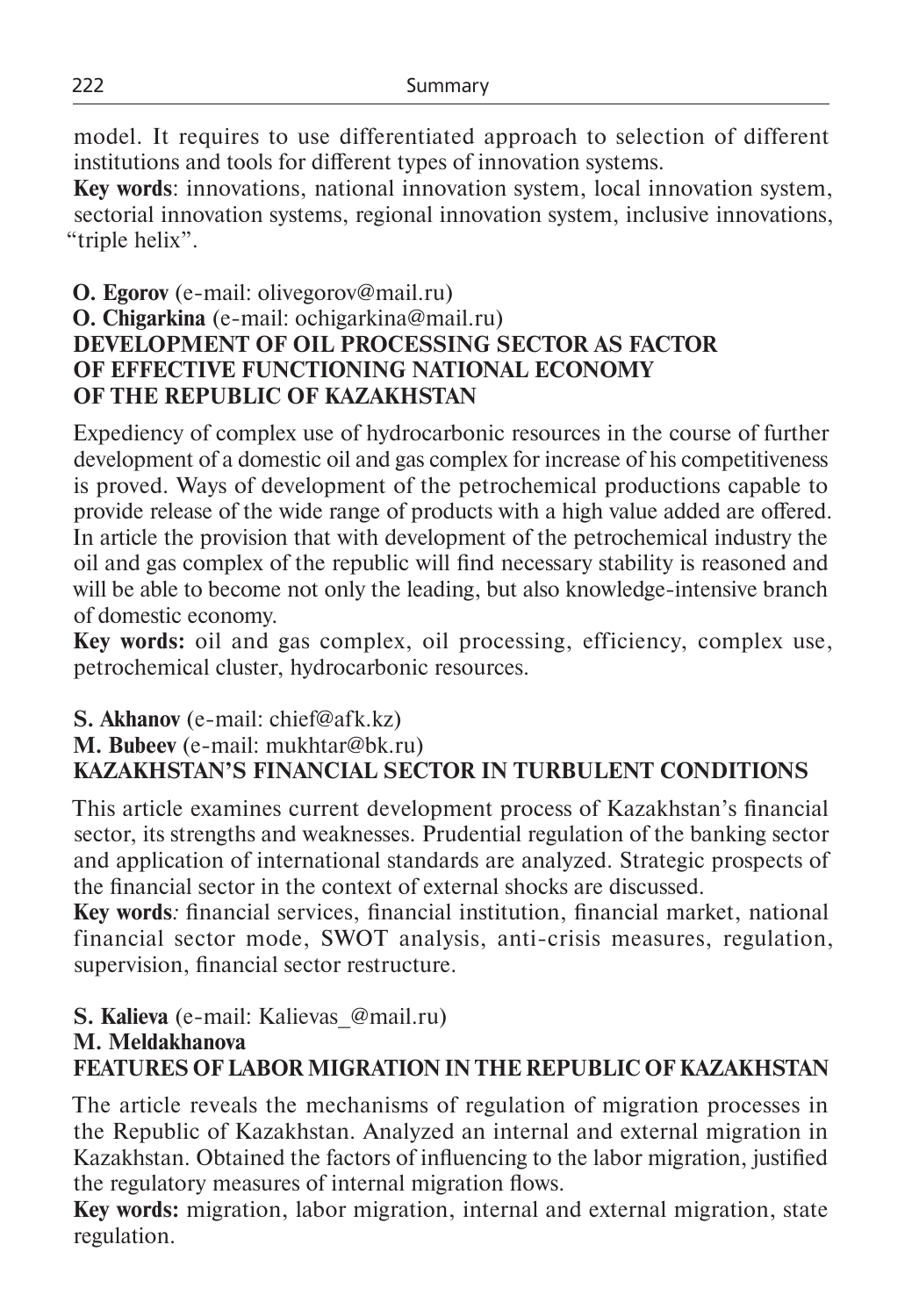model. It requires to use differentiated approach to selection of different institutions and tools for different types of innovation systems.

**Key words**: innovations, national innovation system, local innovation system, sectorial innovation systems, regional innovation system, inclusive innovations, "triple helix".

**O. Egorov** (e-mail: olivegorov@mail.ru)
**O. Chigarkina** (e-mail: ochigarkina@mail.ru)

### DEVELOPMENT OF OIL PROCESSING SECTOR AS FACTOR OF EFFECTIVE FUNCTIONING NATIONAL ECONOMY OF THE REPUBLIC OF KAZAKHSTAN

Expediency of complex use of hydrocarbonic resources in the course of further development of a domestic oil and gas complex for increase of his competitiveness is proved. Ways of development of the petrochemical productions capable to provide release of the wide range of products with a high value added are offered. In article the provision that with development of the petrochemical industry the oil and gas complex of the republic will find necessary stability is reasoned and will be able to become not only the leading, but also knowledge-intensive branch of domestic economy.

**Key words:** oil and gas complex, oil processing, efficiency, complex use, petrochemical cluster, hydrocarbonic resources.

**S. Akhanov** (e-mail: chief@afk.kz)
**M. Bubeev** (e-mail: mukhtar@bk.ru)

### KAZAKHSTAN'S FINANCIAL SECTOR IN TURBULENT CONDITIONS

This article examines current development process of Kazakhstan's financial sector, its strengths and weaknesses. Prudential regulation of the banking sector and application of international standards are analyzed. Strategic prospects of the financial sector in the context of external shocks are discussed.

**Key words***:* financial services, financial institution, financial market, national financial sector mode, SWOT analysis, anti-crisis measures, regulation, supervision, financial sector restructure.

**S. Kalieva** (e-mail: Kalievas_@mail.ru)
**M. Meldakhanova**

### FEATURES OF LABOR MIGRATION IN THE REPUBLIC OF KAZAKHSTAN

The article reveals the mechanisms of regulation of migration processes in the Republic of Kazakhstan. Analyzed an internal and external migration in Kazakhstan. Obtained the factors of influencing to the labor migration, justified the regulatory measures of internal migration flows.

**Key words:** migration, labor migration, internal and external migration, state regulation.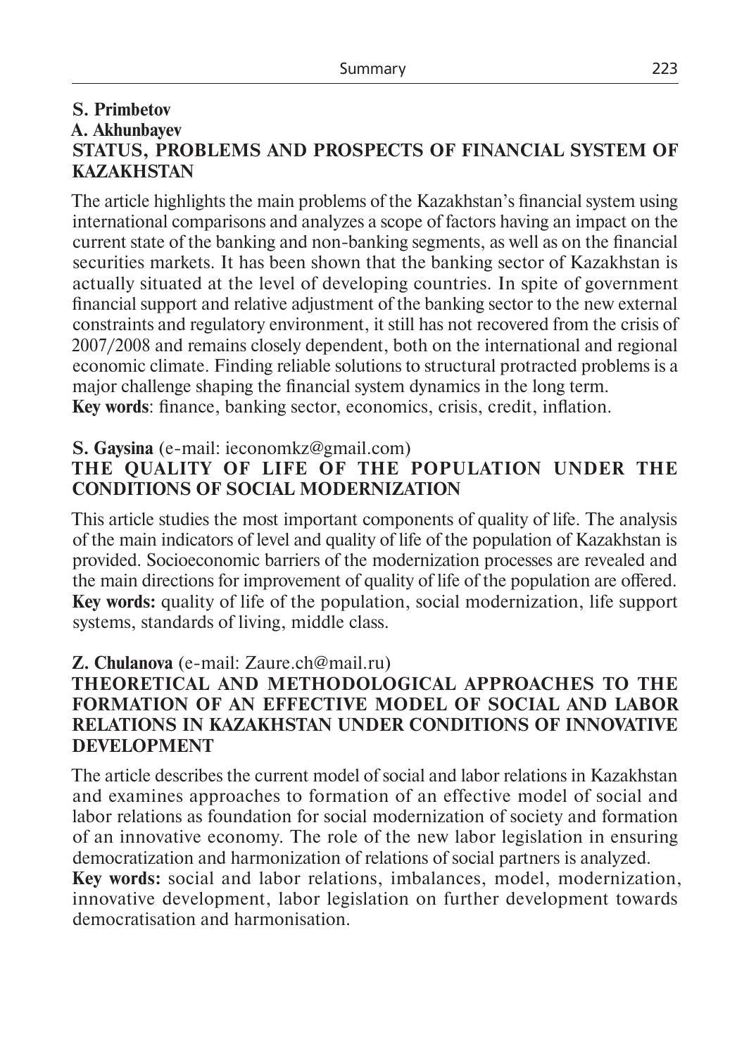**S. Primbetov**
**A. Akhunbayev**

## STATUS, PROBLEMS AND PROSPECTS OF FINANCIAL SYSTEM OF KAZAKHSTAN

The article highlights the main problems of the Kazakhstan's financial system using international comparisons and analyzes a scope of factors having an impact on the current state of the banking and non-banking segments, as well as on the financial securities markets. It has been shown that the banking sector of Kazakhstan is actually situated at the level of developing countries. In spite of government financial support and relative adjustment of the banking sector to the new external constraints and regulatory environment, it still has not recovered from the crisis of 2007/2008 and remains closely dependent, both on the international and regional economic climate. Finding reliable solutions to structural protracted problems is a major challenge shaping the financial system dynamics in the long term.
**Key words**: finance, banking sector, economics, crisis, credit, inflation.

**S. Gaysina** (e-mail: ieconomkz@gmail.com)

## THE QUALITY OF LIFE OF THE POPULATION UNDER THE CONDITIONS OF SOCIAL MODERNIZATION

This article studies the most important components of quality of life. The analysis of the main indicators of level and quality of life of the population of Kazakhstan is provided. Socioeconomic barriers of the modernization processes are revealed and the main directions for improvement of quality of life of the population are offered.
**Key words:** quality of life of the population, social modernization, life support systems, standards of living, middle class.

**Z. Chulanova** (e-mail: Zaure.ch@mail.ru)

## THEORETICAL AND METHODOLOGICAL APPROACHES TO THE FORMATION OF AN EFFECTIVE MODEL OF SOCIAL AND LABOR RELATIONS IN KAZAKHSTAN UNDER CONDITIONS OF INNOVATIVE DEVELOPMENT

The article describes the current model of social and labor relations in Kazakhstan and examines approaches to formation of an effective model of social and labor relations as foundation for social modernization of society and formation of an innovative economy. The role of the new labor legislation in ensuring democratization and harmonization of relations of social partners is analyzed.
**Key words:** social and labor relations, imbalances, model, modernization, innovative development, labor legislation on further development towards democratisation and harmonisation.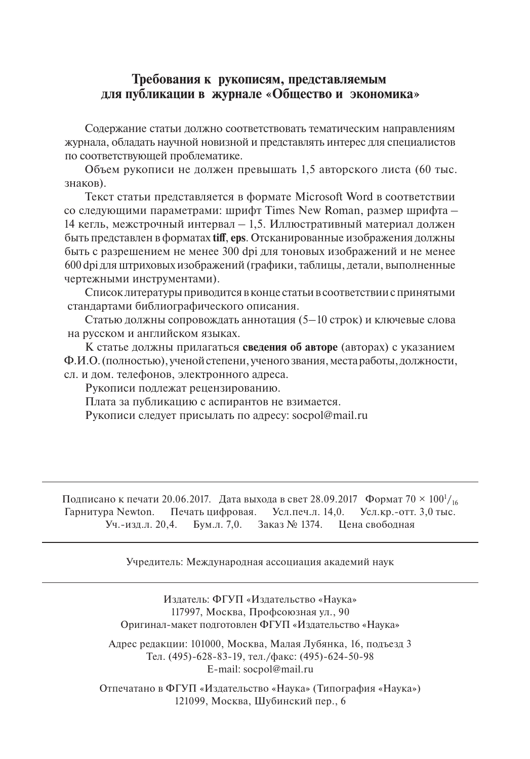## Требования к рукописям, представляемым для публикации в журнале «Общество и экономика»

Содержание статьи должно соответствовать тематическим направлениям журнала, обладать научной новизной и представлять интерес для специалистов по соответствующей проблематике.

Объем рукописи не должен превышать 1,5 авторского листа (60 тыс. знаков).

Текст статьи представляется в формате Microsoft Word в соответствии со следующими параметрами: шрифт Times New Roman, размер шрифта – 14 кегль, межстрочный интервал – 1,5. Иллюстративный материал должен быть представлен в форматах **tiff**, **eps**. Отсканированные изображения должны быть с разрешением не менее 300 dpi для тоновых изображений и не менее 600 dpi для штриховых изображений (графики, таблицы, детали, выполненные чертежными инструментами).

Список литературы приводится в конце статьи в соответствии с принятыми стандартами библиографического описания.

Статью должны сопровождать аннотация (5–10 строк) и ключевые слова на русском и английском языках.

К статье должны прилагаться **сведения об авторе** (авторах) с указанием Ф.И.О. (полностью), ученой степени, ученого звания, места работы, должности, сл. и дом. телефонов, электронного адреса.

Рукописи подлежат рецензированию.

Плата за публикацию с аспирантов не взимается.

Рукописи следует присылать по адресу: socpol@mail.ru

---

Подписано к печати 20.06.2017. Дата выхода в свет 28.09.2017 Формат 70 × $100^1/_{16}$
Гарнитура Newton. Печать цифровая. Усл.печ.л. 14,0. Усл.кр.-отт. 3,0 тыс.
Уч.-изд.л. 20,4. Бум.л. 7,0. Заказ № 1374. Цена свободная

---

Учредитель: Международная ассоциация академий наук

---

Издатель: ФГУП «Издательство «Наука»
117997, Москва, Профсоюзная ул., 90
Оригинал-макет подготовлен ФГУП «Издательство «Наука»

Адрес редакции: 101000, Москва, Малая Лубянка, 16, подъезд 3
Тел. (495)-628-83-19, тел./факс: (495)-624-50-98
E-mail: socpol@mail.ru

Отпечатано в ФГУП «Издательство «Наука» (Типография «Наука»)
121099, Москва, Шубинский пер., 6